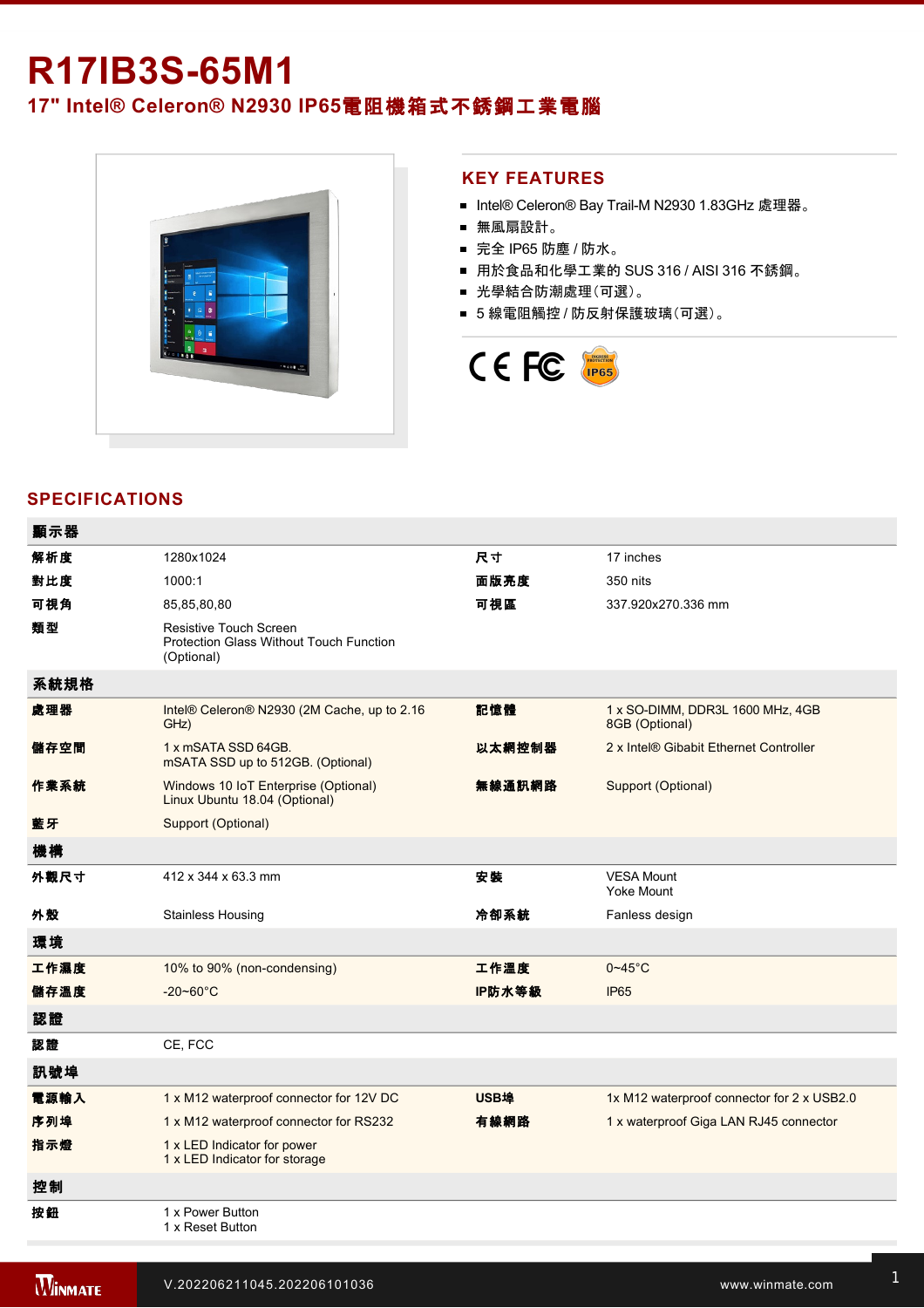# R17IB3S-65M1

## 17" Intel® Celeron® N2930 IP65電阻機箱式不銹鋼工業電腦

## KEY FEATURES

- Intel® Celeron® Bay Trail-M N2930 1.83GHz 處理器。
- 無風扇設計。
- 完全 IP65 防塵 / 防水。
- 用於食品和化學工業的 SUS 316 / AISI 316 不銹鋼。
- 光學結合防潮處理（可選）。
- 5 線電阻觸控 / 防反射保護玻璃（可選）。

## SPECIFICATIONS

| 顯示器 | | | |
|---|---|---|---|
| 解析度 | 1280x1024 | 尺寸 | 17 inches |
| 對比度 | 1000:1 | 面版亮度 | 350 nits |
| 可視角 | 85,85,80,80 | 可視區 | 337.920x270.336 mm |
| 類型 | Resistive Touch Screen<br>Protection Glass Without Touch Function (Optional) | | |
| **系統規格** | | | |
| 處理器 | Intel® Celeron® N2930 (2M Cache, up to 2.16 GHz) | 記憶體 | 1 x SO-DIMM, DDR3L 1600 MHz, 4GB<br>8GB (Optional) |
| 儲存空間 | 1 x mSATA SSD 64GB.<br>mSATA SSD up to 512GB. (Optional) | 以太網控制器 | 2 x Intel® Gibabit Ethernet Controller |
| 作業系統 | Windows 10 IoT Enterprise (Optional)<br>Linux Ubuntu 18.04 (Optional) | 無線通訊網路 | Support (Optional) |
| 藍牙 | Support (Optional) | | |
| **機構** | | | |
| 外觀尺寸 | 412 x 344 x 63.3 mm | 安裝 | VESA Mount<br>Yoke Mount |
| 外殼 | Stainless Housing | 冷卻系統 | Fanless design |
| **環境** | | | |
| 工作濕度 | 10% to 90% (non-condensing) | 工作溫度 | 0~45°C |
| 儲存溫度 | -20~60°C | IP防水等級 | IP65 |
| **認證** | | | |
| 認證 | CE, FCC | | |
| **訊號埠** | | | |
| 電源輸入 | 1 x M12 waterproof connector for 12V DC | USB埠 | 1x M12 waterproof connector for 2 x USB2.0 |
| 序列埠 | 1 x M12 waterproof connector for RS232 | 有線網路 | 1 x waterproof Giga LAN RJ45 connector |
| 指示燈 | 1 x LED Indicator for power<br>1 x LED Indicator for storage | | |
| **控制** | | | |
| 按鈕 | 1 x Power Button<br>1 x Reset Button | | |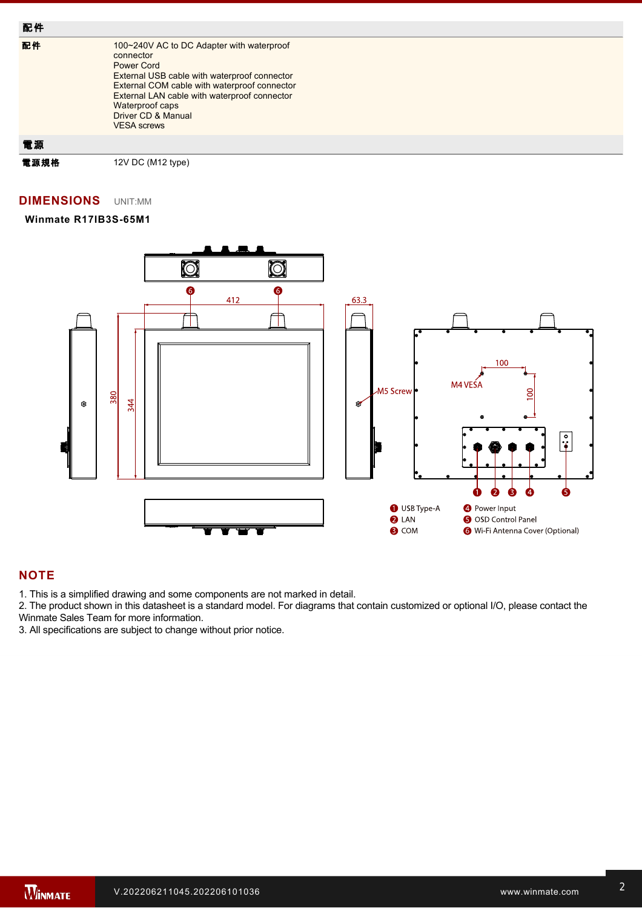| 配件 | |
|---|---|
| 配件 | 100~240V AC to DC Adapter with waterproof connector<br>Power Cord<br>External USB cable with waterproof connector<br>External COM cable with waterproof connector<br>External LAN cable with waterproof connector<br>Waterproof caps<br>Driver CD & Manual<br>VESA screws |
| **電源** | |
| 電源規格 | 12V DC (M12 type) |

## DIMENSIONS UNIT:MM

**Winmate R17IB3S-65M1**

412
63.3
380
344
M5 Screw
M4 VESA
100
100

1 USB Type-A
2 LAN
3 COM
4 Power Input
5 OSD Control Panel
6 Wi-Fi Antenna Cover (Optional)

## NOTE

1. This is a simplified drawing and some components are not marked in detail.
2. The product shown in this datasheet is a standard model. For diagrams that contain customized or optional I/O, please contact the Winmate Sales Team for more information.
3. All specifications are subject to change without prior notice.